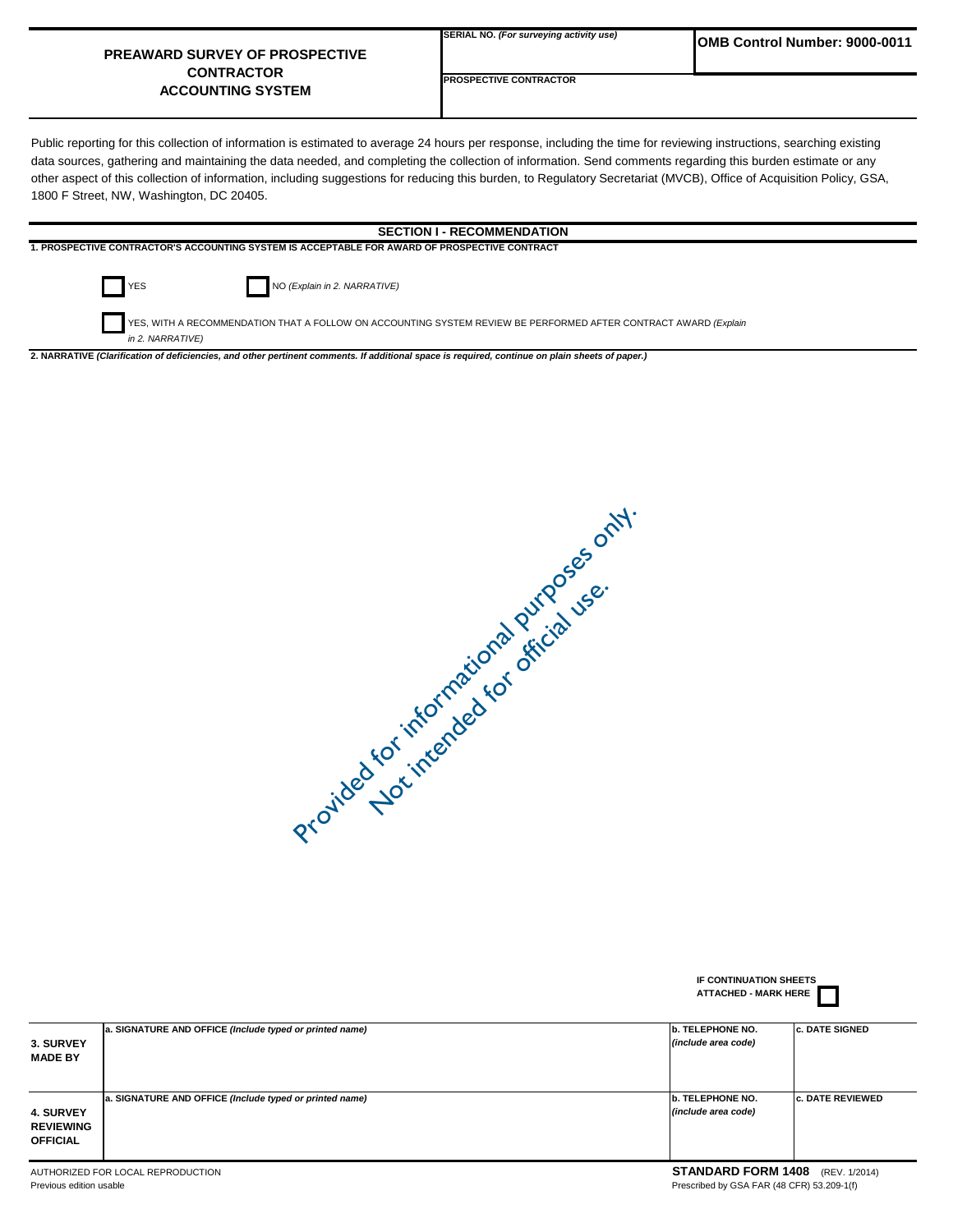# PREAWARD SURVEY OF PROSPECTIVE CONTRACTOR ACCOUNTING SYSTEM

**SERIAL NO.** *(For surveying activity use)*

**OMB Control Number: 9000-0011**

**PROSPECTIVE CONTRACTOR**

Public reporting for this collection of information is estimated to average 24 hours per response, including the time for reviewing instructions, searching existing data sources, gathering and maintaining the data needed, and completing the collection of information. Send comments regarding this burden estimate or any other aspect of this collection of information, including suggestions for reducing this burden, to Regulatory Secretariat (MVCB), Office of Acquisition Policy, GSA, 1800 F Street, NW, Washington, DC 20405.

## SECTION I - RECOMMENDATION

**1. PROSPECTIVE CONTRACTOR'S ACCOUNTING SYSTEM IS ACCEPTABLE FOR AWARD OF PROSPECTIVE CONTRACT**

☐ YES ☐ NO *(Explain in 2. NARRATIVE)*

☐ YES, WITH A RECOMMENDATION THAT A FOLLOW ON ACCOUNTING SYSTEM REVIEW BE PERFORMED AFTER CONTRACT AWARD *(Explain in 2. NARRATIVE)*

**2. NARRATIVE** ***(Clarification of deficiencies, and other pertinent comments. If additional space is required, continue on plain sheets of paper.)***

Provided for informational purposes only. Not intended for official use.

**IF CONTINUATION SHEETS ATTACHED - MARK HERE** ☐

| | a. SIGNATURE AND OFFICE *(Include typed or printed name)* | b. TELEPHONE NO. *(include area code)* | c. DATE SIGNED |
|---|---|---|---|
| **3. SURVEY MADE BY** | | | |

| | a. SIGNATURE AND OFFICE *(Include typed or printed name)* | b. TELEPHONE NO. *(include area code)* | c. DATE REVIEWED |
|---|---|---|---|
| **4. SURVEY REVIEWING OFFICIAL** | | | |

AUTHORIZED FOR LOCAL REPRODUCTION
Previous edition usable

**STANDARD FORM 1408** (REV. 1/2014)
Prescribed by GSA FAR (48 CFR) 53.209-1(f)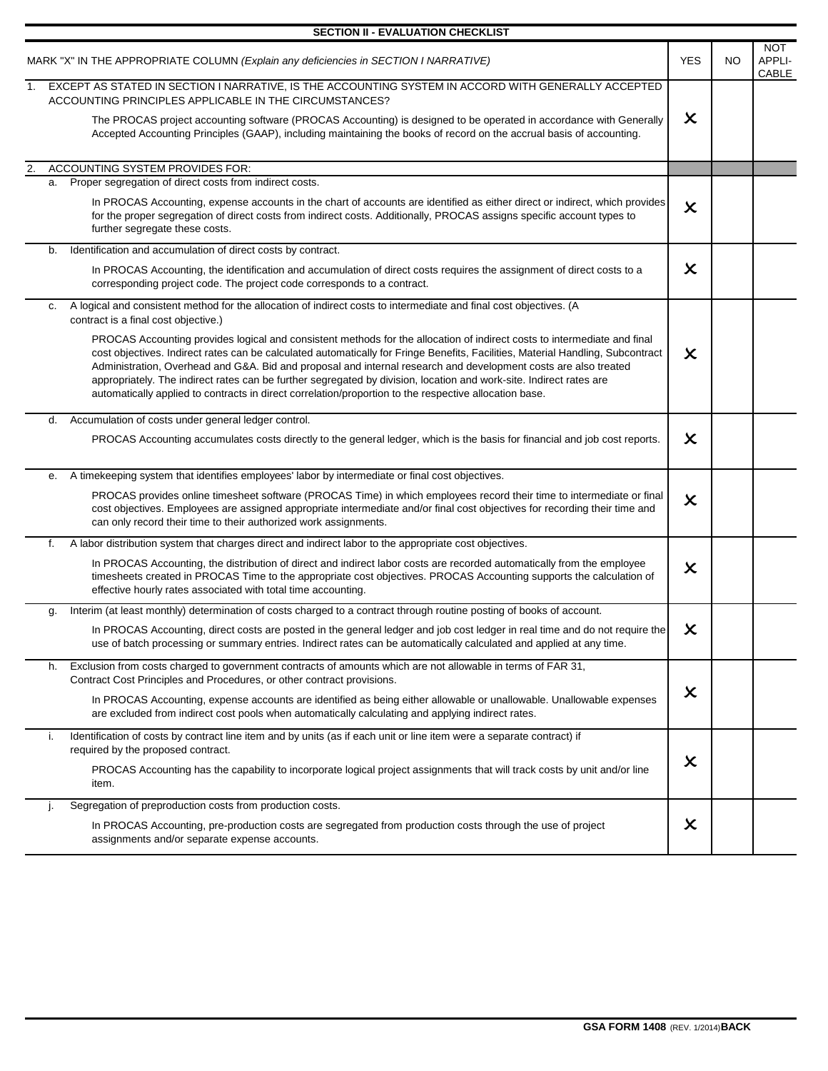## SECTION II - EVALUATION CHECKLIST

| MARK "X" IN THE APPROPRIATE COLUMN *(Explain any deficiencies in SECTION I NARRATIVE)* | YES | NO | NOT APPLI-CABLE |
|---|---|---|---|
| 1. EXCEPT AS STATED IN SECTION I NARRATIVE, IS THE ACCOUNTING SYSTEM IN ACCORD WITH GENERALLY ACCEPTED ACCOUNTING PRINCIPLES APPLICABLE IN THE CIRCUMSTANCES?<br>The PROCAS project accounting software (PROCAS Accounting) is designed to be operated in accordance with Generally Accepted Accounting Principles (GAAP), including maintaining the books of record on the accrual basis of accounting. | X | | |
| 2. ACCOUNTING SYSTEM PROVIDES FOR: | | | |
| a. Proper segregation of direct costs from indirect costs.<br>In PROCAS Accounting, expense accounts in the chart of accounts are identified as either direct or indirect, which provides for the proper segregation of direct costs from indirect costs. Additionally, PROCAS assigns specific account types to further segregate these costs. | X | | |
| b. Identification and accumulation of direct costs by contract.<br>In PROCAS Accounting, the identification and accumulation of direct costs requires the assignment of direct costs to a corresponding project code. The project code corresponds to a contract. | X | | |
| c. A logical and consistent method for the allocation of indirect costs to intermediate and final cost objectives. (A contract is a final cost objective.)<br>PROCAS Accounting provides logical and consistent methods for the allocation of indirect costs to intermediate and final cost objectives. Indirect rates can be calculated automatically for Fringe Benefits, Facilities, Material Handling, Subcontract Administration, Overhead and G&A. Bid and proposal and internal research and development costs are also treated appropriately. The indirect rates can be further segregated by division, location and work-site. Indirect rates are automatically applied to contracts in direct correlation/proportion to the respective allocation base. | X | | |
| d. Accumulation of costs under general ledger control.<br>PROCAS Accounting accumulates costs directly to the general ledger, which is the basis for financial and job cost reports. | X | | |
| e. A timekeeping system that identifies employees' labor by intermediate or final cost objectives.<br>PROCAS provides online timesheet software (PROCAS Time) in which employees record their time to intermediate or final cost objectives. Employees are assigned appropriate intermediate and/or final cost objectives for recording their time and can only record their time to their authorized work assignments. | X | | |
| f. A labor distribution system that charges direct and indirect labor to the appropriate cost objectives.<br>In PROCAS Accounting, the distribution of direct and indirect labor costs are recorded automatically from the employee timesheets created in PROCAS Time to the appropriate cost objectives. PROCAS Accounting supports the calculation of effective hourly rates associated with total time accounting. | X | | |
| g. Interim (at least monthly) determination of costs charged to a contract through routine posting of books of account.<br>In PROCAS Accounting, direct costs are posted in the general ledger and job cost ledger in real time and do not require the use of batch processing or summary entries. Indirect rates can be automatically calculated and applied at any time. | X | | |
| h. Exclusion from costs charged to government contracts of amounts which are not allowable in terms of FAR 31, Contract Cost Principles and Procedures, or other contract provisions.<br>In PROCAS Accounting, expense accounts are identified as being either allowable or unallowable. Unallowable expenses are excluded from indirect cost pools when automatically calculating and applying indirect rates. | X | | |
| i. Identification of costs by contract line item and by units (as if each unit or line item were a separate contract) if required by the proposed contract.<br>PROCAS Accounting has the capability to incorporate logical project assignments that will track costs by unit and/or line item. | X | | |
| j. Segregation of preproduction costs from production costs.<br>In PROCAS Accounting, pre-production costs are segregated from production costs through the use of project assignments and/or separate expense accounts. | X | | |

**GSA FORM 1408** (REV. 1/2014) **BACK**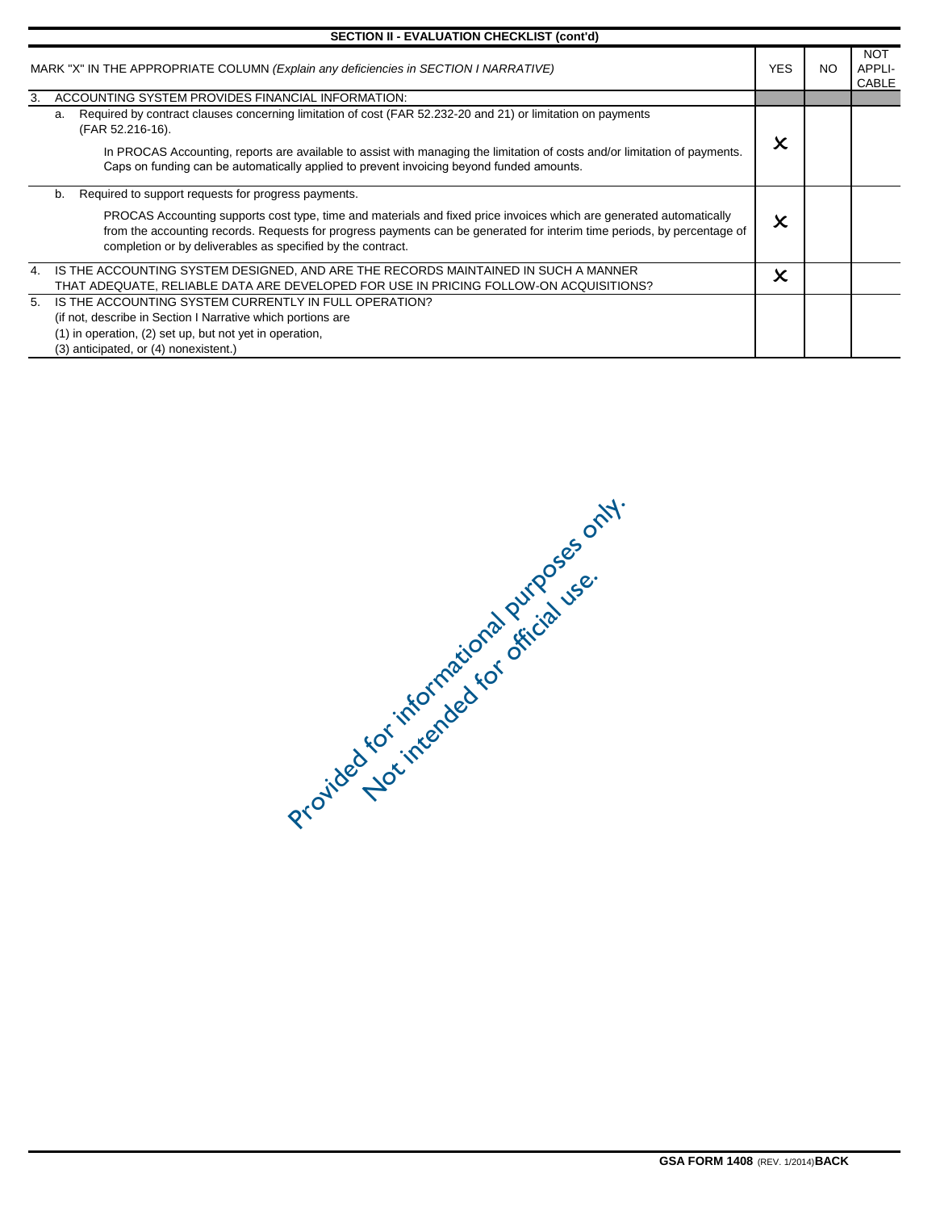## SECTION II - EVALUATION CHECKLIST (cont'd)

| MARK "X" IN THE APPROPRIATE COLUMN *(Explain any deficiencies in SECTION I NARRATIVE)* | YES | NO | NOT APPLI-CABLE |
|---|---|---|---|
| 3. ACCOUNTING SYSTEM PROVIDES FINANCIAL INFORMATION: | | | |
| a. Required by contract clauses concerning limitation of cost (FAR 52.232-20 and 21) or limitation on payments (FAR 52.216-16).<br><br>In PROCAS Accounting, reports are available to assist with managing the limitation of costs and/or limitation of payments. Caps on funding can be automatically applied to prevent invoicing beyond funded amounts. | X | | |
| b. Required to support requests for progress payments.<br><br>PROCAS Accounting supports cost type, time and materials and fixed price invoices which are generated automatically from the accounting records. Requests for progress payments can be generated for interim time periods, by percentage of completion or by deliverables as specified by the contract. | X | | |
| 4. IS THE ACCOUNTING SYSTEM DESIGNED, AND ARE THE RECORDS MAINTAINED IN SUCH A MANNER THAT ADEQUATE, RELIABLE DATA ARE DEVELOPED FOR USE IN PRICING FOLLOW-ON ACQUISITIONS? | X | | |
| 5. IS THE ACCOUNTING SYSTEM CURRENTLY IN FULL OPERATION?<br>(if not, describe in Section I Narrative which portions are<br>(1) in operation, (2) set up, but not yet in operation,<br>(3) anticipated, or (4) nonexistent.) | | | |

Provided for informational purposes only.
Not intended for official use.

GSA FORM 1408 (REV. 1/2014) BACK